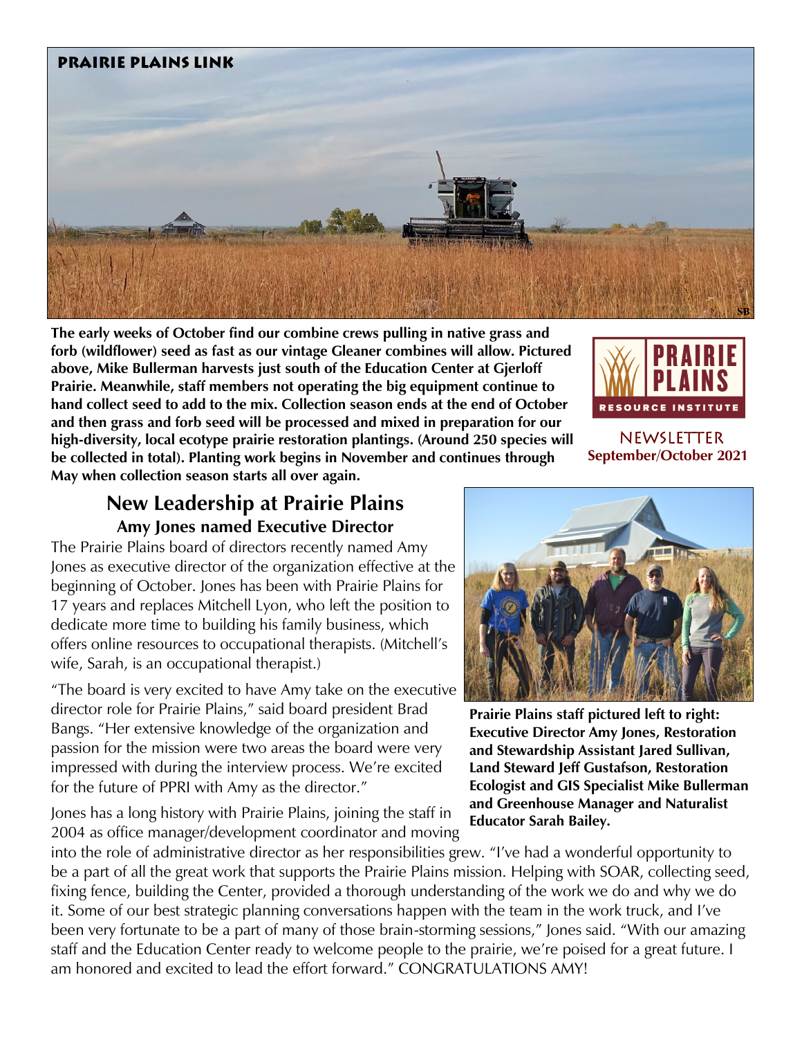**PRAIRIE PLAINS LINK**

**The early weeks of October find our combine crews pulling in native grass and forb (wildflower) seed as fast as our vintage Gleaner combines will allow. Pictured above, Mike Bullerman harvests just south of the Education Center at Gjerloff Prairie. Meanwhile, staff members not operating the big equipment continue to hand collect seed to add to the mix. Collection season ends at the end of October and then grass and forb seed will be processed and mixed in preparation for our high-diversity, local ecotype prairie restoration plantings. (Around 250 species will be collected in total). Planting work begins in November and continues through May when collection season starts all over again.**

PRAIRIE PLAINS RESOURCE INSTITUTE

NEWSLETTER
**September/October 2021**

## New Leadership at Prairie Plains

### Amy Jones named Executive Director

The Prairie Plains board of directors recently named Amy Jones as executive director of the organization effective at the beginning of October. Jones has been with Prairie Plains for 17 years and replaces Mitchell Lyon, who left the position to dedicate more time to building his family business, which offers online resources to occupational therapists. (Mitchell's wife, Sarah, is an occupational therapist.)

"The board is very excited to have Amy take on the executive director role for Prairie Plains," said board president Brad Bangs. "Her extensive knowledge of the organization and passion for the mission were two areas the board were very impressed with during the interview process. We're excited for the future of PPRI with Amy as the director."

Jones has a long history with Prairie Plains, joining the staff in 2004 as office manager/development coordinator and moving into the role of administrative director as her responsibilities grew. "I've had a wonderful opportunity to be a part of all the great work that supports the Prairie Plains mission. Helping with SOAR, collecting seed, fixing fence, building the Center, provided a thorough understanding of the work we do and why we do it. Some of our best strategic planning conversations happen with the team in the work truck, and I've been very fortunate to be a part of many of those brain-storming sessions," Jones said. "With our amazing staff and the Education Center ready to welcome people to the prairie, we're poised for a great future. I am honored and excited to lead the effort forward." CONGRATULATIONS AMY!

**Prairie Plains staff pictured left to right: Executive Director Amy Jones, Restoration and Stewardship Assistant Jared Sullivan, Land Steward Jeff Gustafson, Restoration Ecologist and GIS Specialist Mike Bullerman and Greenhouse Manager and Naturalist Educator Sarah Bailey.**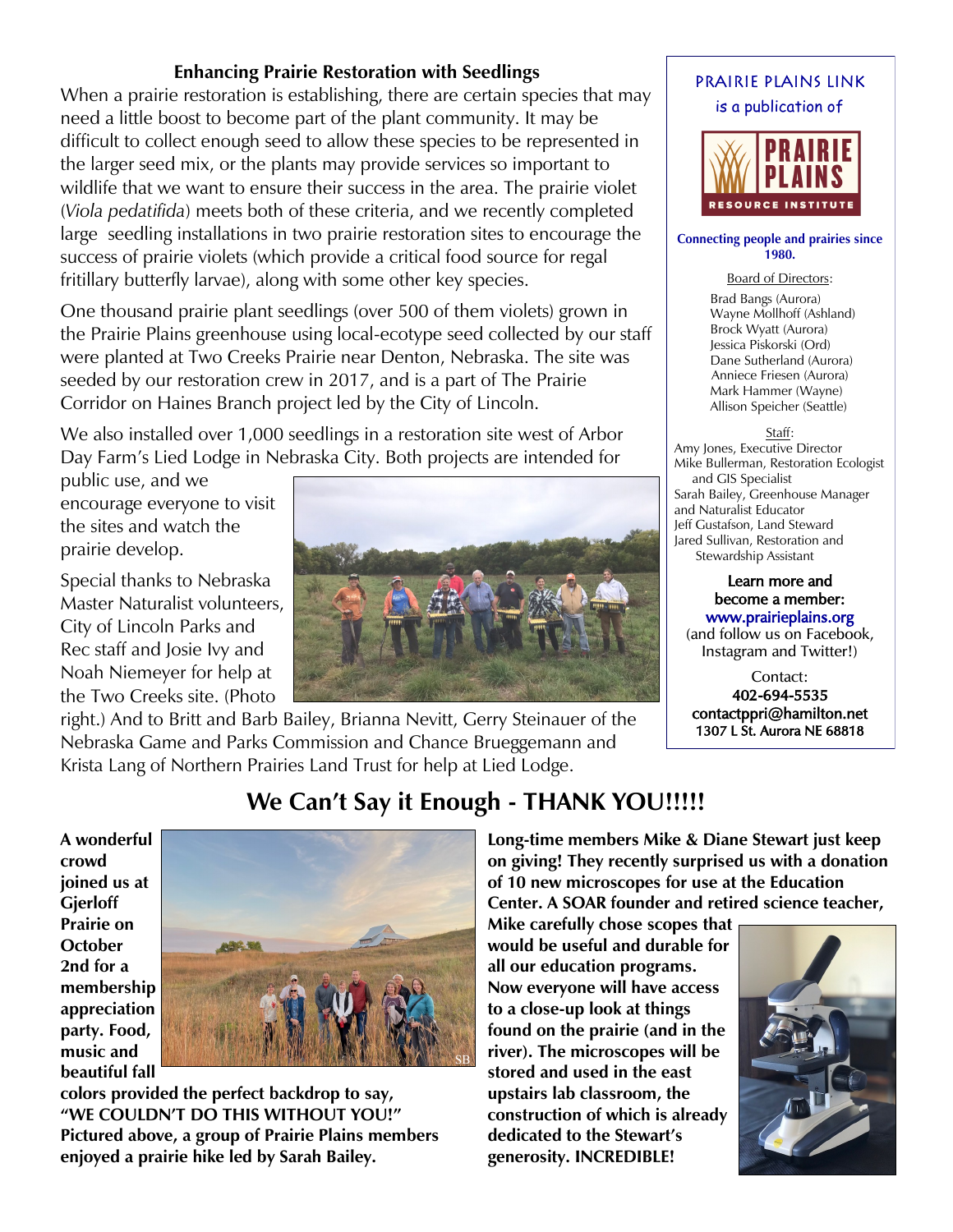### Enhancing Prairie Restoration with Seedlings

When a prairie restoration is establishing, there are certain species that may need a little boost to become part of the plant community. It may be difficult to collect enough seed to allow these species to be represented in the larger seed mix, or the plants may provide services so important to wildlife that we want to ensure their success in the area. The prairie violet (*Viola pedatifida*) meets both of these criteria, and we recently completed large seedling installations in two prairie restoration sites to encourage the success of prairie violets (which provide a critical food source for regal fritillary butterfly larvae), along with some other key species.

One thousand prairie plant seedlings (over 500 of them violets) grown in the Prairie Plains greenhouse using local-ecotype seed collected by our staff were planted at Two Creeks Prairie near Denton, Nebraska. The site was seeded by our restoration crew in 2017, and is a part of The Prairie Corridor on Haines Branch project led by the City of Lincoln.

We also installed over 1,000 seedlings in a restoration site west of Arbor Day Farm's Lied Lodge in Nebraska City. Both projects are intended for public use, and we encourage everyone to visit the sites and watch the prairie develop.

Special thanks to Nebraska Master Naturalist volunteers, City of Lincoln Parks and Rec staff and Josie Ivy and Noah Niemeyer for help at the Two Creeks site. (Photo right.) And to Britt and Barb Bailey, Brianna Nevitt, Gerry Steinauer of the Nebraska Game and Parks Commission and Chance Brueggemann and Krista Lang of Northern Prairies Land Trust for help at Lied Lodge.

PRAIRIE PLAINS LINK
is a publication of

PRAIRIE PLAINS RESOURCE INSTITUTE

**Connecting people and prairies since 1980.**

Board of Directors:

Brad Bangs (Aurora)
Wayne Mollhoff (Ashland)
Brock Wyatt (Aurora)
Jessica Piskorski (Ord)
Dane Sutherland (Aurora)
Anniece Friesen (Aurora)
Mark Hammer (Wayne)
Allison Speicher (Seattle)

Staff:

Amy Jones, Executive Director
Mike Bullerman, Restoration Ecologist and GIS Specialist
Sarah Bailey, Greenhouse Manager and Naturalist Educator
Jeff Gustafson, Land Steward
Jared Sullivan, Restoration and Stewardship Assistant

Learn more and become a member:
www.prairieplains.org
(and follow us on Facebook, Instagram and Twitter!)

Contact:
402-694-5535
contactppri@hamilton.net
1307 L St. Aurora NE 68818

## We Can't Say it Enough - THANK YOU!!!!!

**A wonderful crowd joined us at Gjerloff Prairie on October 2nd for a membership appreciation party. Food, music and beautiful fall colors provided the perfect backdrop to say, "WE COULDN'T DO THIS WITHOUT YOU!" Pictured above, a group of Prairie Plains members enjoyed a prairie hike led by Sarah Bailey.**

SB

**Long-time members Mike & Diane Stewart just keep on giving! They recently surprised us with a donation of 10 new microscopes for use at the Education Center. A SOAR founder and retired science teacher, Mike carefully chose scopes that would be useful and durable for all our education programs. Now everyone will have access to a close-up look at things found on the prairie (and in the river). The microscopes will be stored and used in the east upstairs lab classroom, the construction of which is already dedicated to the Stewart's generosity. INCREDIBLE!**